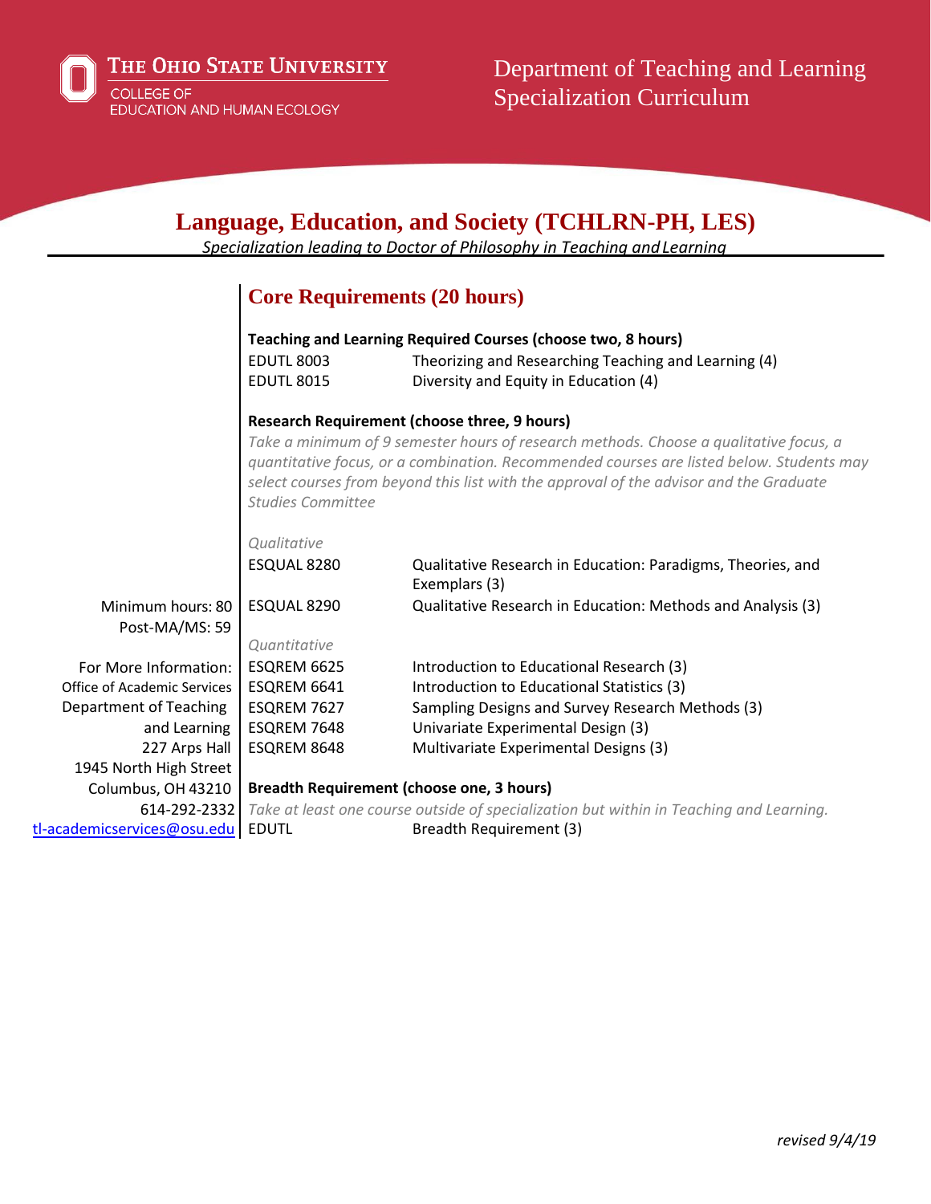THE OHIO STATE UNIVERSITY
COLLEGE OF EDUCATION AND HUMAN ECOLOGY

Department of Teaching and Learning
Specialization Curriculum

# Language, Education, and Society (TCHLRN-PH, LES)

*Specialization leading to Doctor of Philosophy in Teaching and Learning*

Minimum hours: 80
Post-MA/MS: 59

For More Information:
Office of Academic Services
Department of Teaching and Learning
227 Arps Hall
1945 North High Street
Columbus, OH 43210
614-292-2332
tl-academicservices@osu.edu

## Core Requirements (20 hours)

**Teaching and Learning Required Courses (choose two, 8 hours)**

| | |
|---|---|
| EDUTL 8003 | Theorizing and Researching Teaching and Learning (4) |
| EDUTL 8015 | Diversity and Equity in Education (4) |

**Research Requirement (choose three, 9 hours)**

*Take a minimum of 9 semester hours of research methods. Choose a qualitative focus, a quantitative focus, or a combination. Recommended courses are listed below. Students may select courses from beyond this list with the approval of the advisor and the Graduate Studies Committee*

*Qualitative*

| | |
|---|---|
| ESQUAL 8280 | Qualitative Research in Education: Paradigms, Theories, and Exemplars (3) |
| ESQUAL 8290 | Qualitative Research in Education: Methods and Analysis (3) |

*Quantitative*

| | |
|---|---|
| ESQREM 6625 | Introduction to Educational Research (3) |
| ESQREM 6641 | Introduction to Educational Statistics (3) |
| ESQREM 7627 | Sampling Designs and Survey Research Methods (3) |
| ESQREM 7648 | Univariate Experimental Design (3) |
| ESQREM 8648 | Multivariate Experimental Designs (3) |

**Breadth Requirement (choose one, 3 hours)**

*Take at least one course outside of specialization but within in Teaching and Learning.*

| | |
|---|---|
| EDUTL | Breadth Requirement (3) |

*revised 9/4/19*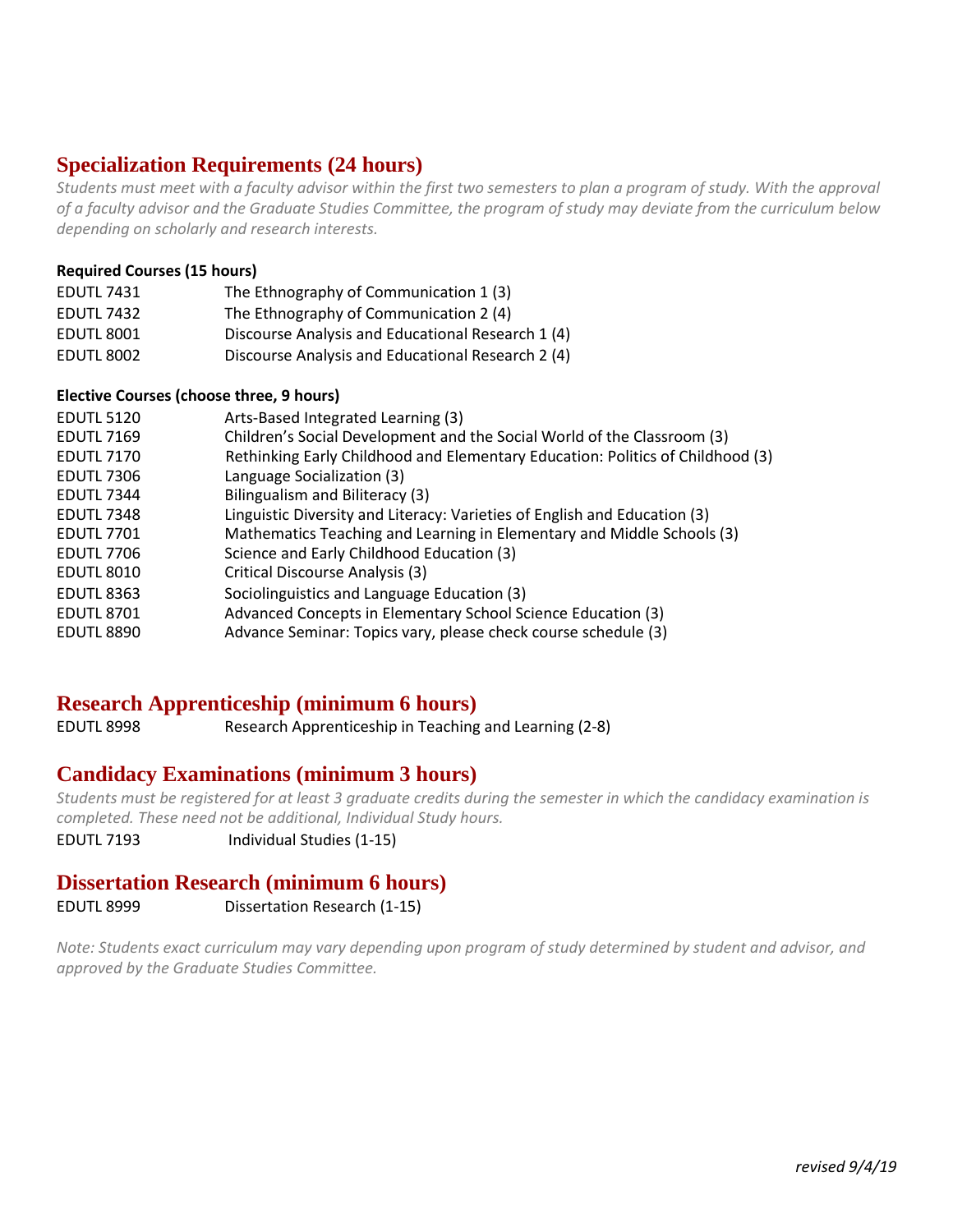## Specialization Requirements (24 hours)

*Students must meet with a faculty advisor within the first two semesters to plan a program of study. With the approval of a faculty advisor and the Graduate Studies Committee, the program of study may deviate from the curriculum below depending on scholarly and research interests.*

**Required Courses (15 hours)**

| | |
|---|---|
| EDUTL 7431 | The Ethnography of Communication 1 (3) |
| EDUTL 7432 | The Ethnography of Communication 2 (4) |
| EDUTL 8001 | Discourse Analysis and Educational Research 1 (4) |
| EDUTL 8002 | Discourse Analysis and Educational Research 2 (4) |

**Elective Courses (choose three, 9 hours)**

| | |
|---|---|
| EDUTL 5120 | Arts-Based Integrated Learning (3) |
| EDUTL 7169 | Children's Social Development and the Social World of the Classroom (3) |
| EDUTL 7170 | Rethinking Early Childhood and Elementary Education: Politics of Childhood (3) |
| EDUTL 7306 | Language Socialization (3) |
| EDUTL 7344 | Bilingualism and Biliteracy (3) |
| EDUTL 7348 | Linguistic Diversity and Literacy: Varieties of English and Education (3) |
| EDUTL 7701 | Mathematics Teaching and Learning in Elementary and Middle Schools (3) |
| EDUTL 7706 | Science and Early Childhood Education (3) |
| EDUTL 8010 | Critical Discourse Analysis (3) |
| EDUTL 8363 | Sociolinguistics and Language Education (3) |
| EDUTL 8701 | Advanced Concepts in Elementary School Science Education (3) |
| EDUTL 8890 | Advance Seminar: Topics vary, please check course schedule (3) |

## Research Apprenticeship (minimum 6 hours)

EDUTL 8998 Research Apprenticeship in Teaching and Learning (2-8)

## Candidacy Examinations (minimum 3 hours)

*Students must be registered for at least 3 graduate credits during the semester in which the candidacy examination is completed. These need not be additional, Individual Study hours.*

EDUTL 7193 Individual Studies (1-15)

## Dissertation Research (minimum 6 hours)

EDUTL 8999 Dissertation Research (1-15)

*Note: Students exact curriculum may vary depending upon program of study determined by student and advisor, and approved by the Graduate Studies Committee.*

*revised 9/4/19*